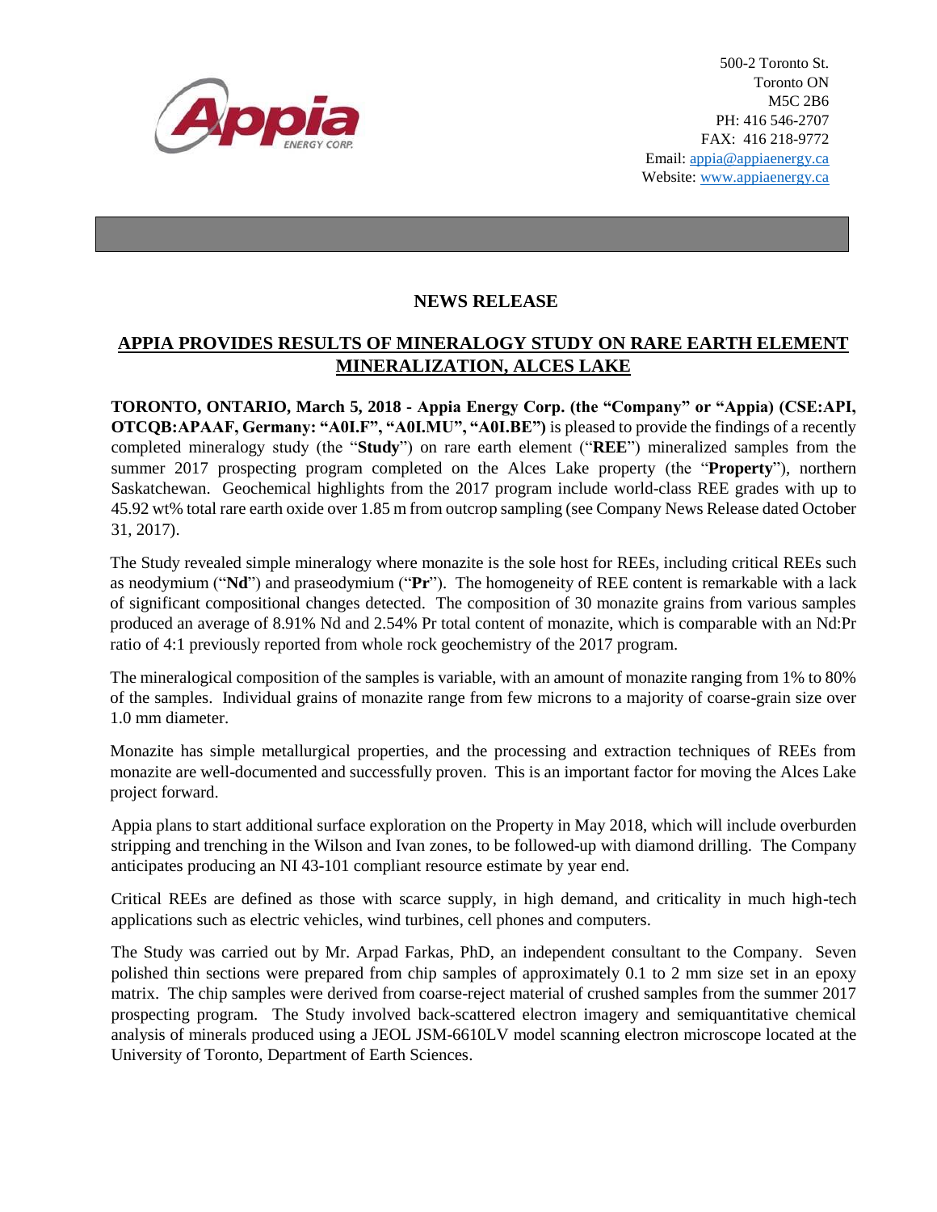Appia ENERGY CORP.

500-2 Toronto St.
Toronto ON
M5C 2B6
PH: 416 546-2707
FAX: 416 218-9772
Email: appia@appiaenergy.ca
Website: www.appiaenergy.ca

## NEWS RELEASE

## APPIA PROVIDES RESULTS OF MINERALOGY STUDY ON RARE EARTH ELEMENT MINERALIZATION, ALCES LAKE

**TORONTO, ONTARIO, March 5, 2018 - Appia Energy Corp. (the "Company" or "Appia) (CSE:API, OTCQB:APAAF, Germany: "A0I.F", "A0I.MU", "A0I.BE")** is pleased to provide the findings of a recently completed mineralogy study (the "**Study**") on rare earth element ("**REE**") mineralized samples from the summer 2017 prospecting program completed on the Alces Lake property (the "**Property**"), northern Saskatchewan. Geochemical highlights from the 2017 program include world-class REE grades with up to 45.92 wt% total rare earth oxide over 1.85 m from outcrop sampling (see Company News Release dated October 31, 2017).

The Study revealed simple mineralogy where monazite is the sole host for REEs, including critical REEs such as neodymium ("**Nd**") and praseodymium ("**Pr**"). The homogeneity of REE content is remarkable with a lack of significant compositional changes detected. The composition of 30 monazite grains from various samples produced an average of 8.91% Nd and 2.54% Pr total content of monazite, which is comparable with an Nd:Pr ratio of 4:1 previously reported from whole rock geochemistry of the 2017 program.

The mineralogical composition of the samples is variable, with an amount of monazite ranging from 1% to 80% of the samples. Individual grains of monazite range from few microns to a majority of coarse-grain size over 1.0 mm diameter.

Monazite has simple metallurgical properties, and the processing and extraction techniques of REEs from monazite are well-documented and successfully proven. This is an important factor for moving the Alces Lake project forward.

Appia plans to start additional surface exploration on the Property in May 2018, which will include overburden stripping and trenching in the Wilson and Ivan zones, to be followed-up with diamond drilling. The Company anticipates producing an NI 43-101 compliant resource estimate by year end.

Critical REEs are defined as those with scarce supply, in high demand, and criticality in much high-tech applications such as electric vehicles, wind turbines, cell phones and computers.

The Study was carried out by Mr. Arpad Farkas, PhD, an independent consultant to the Company. Seven polished thin sections were prepared from chip samples of approximately 0.1 to 2 mm size set in an epoxy matrix. The chip samples were derived from coarse-reject material of crushed samples from the summer 2017 prospecting program. The Study involved back-scattered electron imagery and semiquantitative chemical analysis of minerals produced using a JEOL JSM-6610LV model scanning electron microscope located at the University of Toronto, Department of Earth Sciences.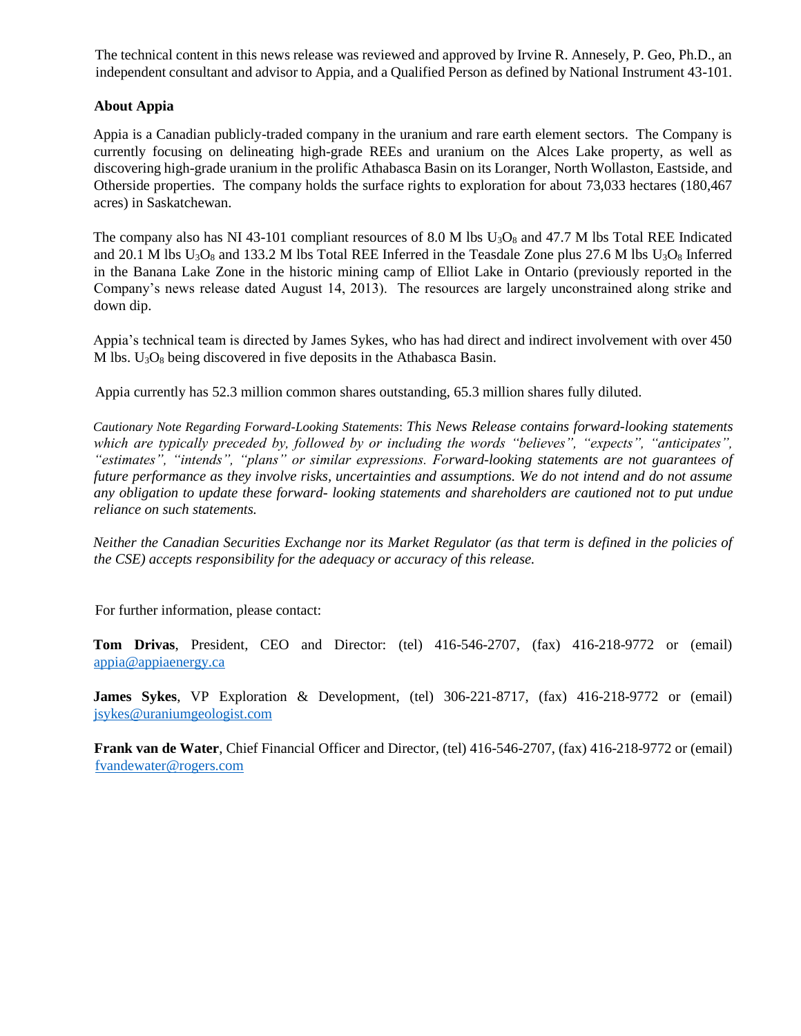The technical content in this news release was reviewed and approved by Irvine R. Annesely, P. Geo, Ph.D., an independent consultant and advisor to Appia, and a Qualified Person as defined by National Instrument 43-101.

**About Appia**

Appia is a Canadian publicly-traded company in the uranium and rare earth element sectors. The Company is currently focusing on delineating high-grade REEs and uranium on the Alces Lake property, as well as discovering high-grade uranium in the prolific Athabasca Basin on its Loranger, North Wollaston, Eastside, and Otherside properties. The company holds the surface rights to exploration for about 73,033 hectares (180,467 acres) in Saskatchewan.

The company also has NI 43-101 compliant resources of 8.0 M lbs $U_3O_8$ and 47.7 M lbs Total REE Indicated and 20.1 M lbs $U_3O_8$ and 133.2 M lbs Total REE Inferred in the Teasdale Zone plus 27.6 M lbs $U_3O_8$ Inferred in the Banana Lake Zone in the historic mining camp of Elliot Lake in Ontario (previously reported in the Company's news release dated August 14, 2013). The resources are largely unconstrained along strike and down dip.

Appia's technical team is directed by James Sykes, who has had direct and indirect involvement with over 450 M lbs. $U_3O_8$ being discovered in five deposits in the Athabasca Basin.

Appia currently has 52.3 million common shares outstanding, 65.3 million shares fully diluted.

*Cautionary Note Regarding Forward-Looking Statements: This News Release contains forward-looking statements which are typically preceded by, followed by or including the words "believes", "expects", "anticipates", "estimates", "intends", "plans" or similar expressions. Forward-looking statements are not guarantees of future performance as they involve risks, uncertainties and assumptions. We do not intend and do not assume any obligation to update these forward- looking statements and shareholders are cautioned not to put undue reliance on such statements.*

*Neither the Canadian Securities Exchange nor its Market Regulator (as that term is defined in the policies of the CSE) accepts responsibility for the adequacy or accuracy of this release.*

For further information, please contact:

**Tom Drivas**, President, CEO and Director: (tel) 416-546-2707, (fax) 416-218-9772 or (email) appia@appiaenergy.ca

**James Sykes**, VP Exploration & Development, (tel) 306-221-8717, (fax) 416-218-9772 or (email) jsykes@uraniumgeologist.com

**Frank van de Water**, Chief Financial Officer and Director, (tel) 416-546-2707, (fax) 416-218-9772 or (email) fvandewater@rogers.com